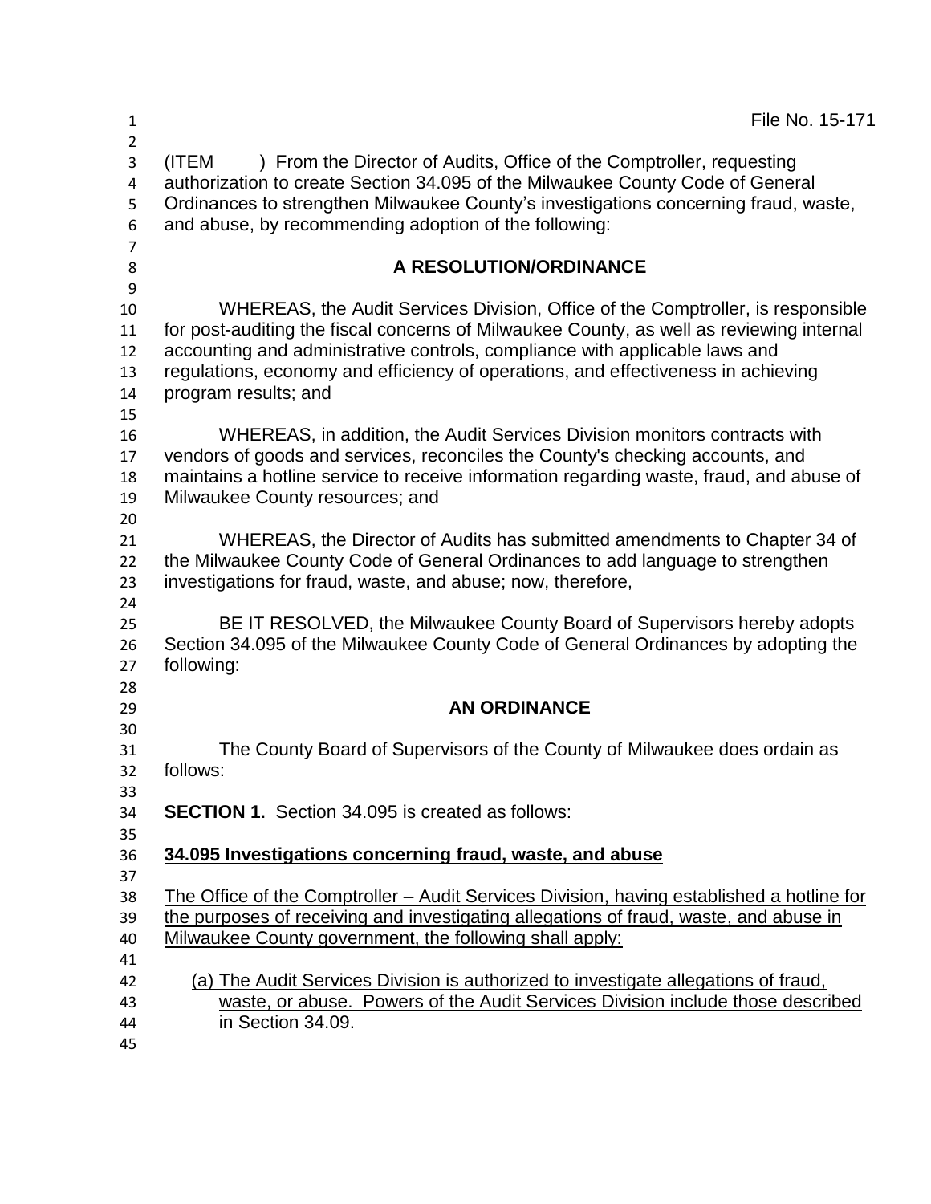File No. 15-171

(ITEM ) From the Director of Audits, Office of the Comptroller, requesting authorization to create Section 34.095 of the Milwaukee County Code of General Ordinances to strengthen Milwaukee County's investigations concerning fraud, waste, and abuse, by recommending adoption of the following:

## A RESOLUTION/ORDINANCE

WHEREAS, the Audit Services Division, Office of the Comptroller, is responsible for post-auditing the fiscal concerns of Milwaukee County, as well as reviewing internal accounting and administrative controls, compliance with applicable laws and regulations, economy and efficiency of operations, and effectiveness in achieving program results; and

WHEREAS, in addition, the Audit Services Division monitors contracts with vendors of goods and services, reconciles the County's checking accounts, and maintains a hotline service to receive information regarding waste, fraud, and abuse of Milwaukee County resources; and

WHEREAS, the Director of Audits has submitted amendments to Chapter 34 of the Milwaukee County Code of General Ordinances to add language to strengthen investigations for fraud, waste, and abuse; now, therefore,

BE IT RESOLVED, the Milwaukee County Board of Supervisors hereby adopts Section 34.095 of the Milwaukee County Code of General Ordinances by adopting the following:

## AN ORDINANCE

The County Board of Supervisors of the County of Milwaukee does ordain as follows:

**SECTION 1.** Section 34.095 is created as follows:

**34.095 Investigations concerning fraud, waste, and abuse**

The Office of the Comptroller – Audit Services Division, having established a hotline for the purposes of receiving and investigating allegations of fraud, waste, and abuse in Milwaukee County government, the following shall apply:

(a) The Audit Services Division is authorized to investigate allegations of fraud, waste, or abuse. Powers of the Audit Services Division include those described in Section 34.09.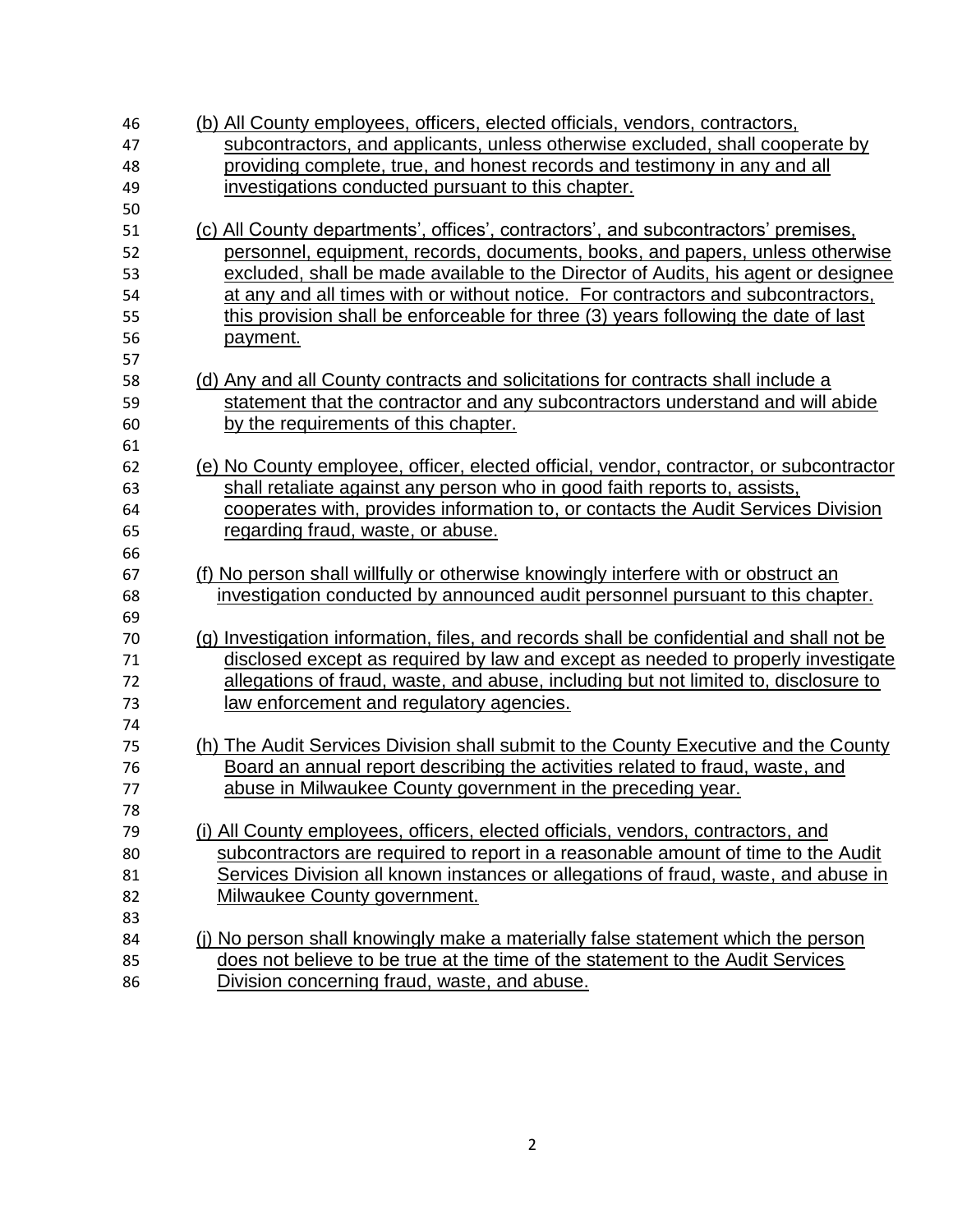(b) All County employees, officers, elected officials, vendors, contractors, subcontractors, and applicants, unless otherwise excluded, shall cooperate by providing complete, true, and honest records and testimony in any and all investigations conducted pursuant to this chapter.

(c) All County departments', offices', contractors', and subcontractors' premises, personnel, equipment, records, documents, books, and papers, unless otherwise excluded, shall be made available to the Director of Audits, his agent or designee at any and all times with or without notice. For contractors and subcontractors, this provision shall be enforceable for three (3) years following the date of last payment.

(d) Any and all County contracts and solicitations for contracts shall include a statement that the contractor and any subcontractors understand and will abide by the requirements of this chapter.

(e) No County employee, officer, elected official, vendor, contractor, or subcontractor shall retaliate against any person who in good faith reports to, assists, cooperates with, provides information to, or contacts the Audit Services Division regarding fraud, waste, or abuse.

(f) No person shall willfully or otherwise knowingly interfere with or obstruct an investigation conducted by announced audit personnel pursuant to this chapter.

(g) Investigation information, files, and records shall be confidential and shall not be disclosed except as required by law and except as needed to properly investigate allegations of fraud, waste, and abuse, including but not limited to, disclosure to law enforcement and regulatory agencies.

(h) The Audit Services Division shall submit to the County Executive and the County Board an annual report describing the activities related to fraud, waste, and abuse in Milwaukee County government in the preceding year.

(i) All County employees, officers, elected officials, vendors, contractors, and subcontractors are required to report in a reasonable amount of time to the Audit Services Division all known instances or allegations of fraud, waste, and abuse in Milwaukee County government.

(j) No person shall knowingly make a materially false statement which the person does not believe to be true at the time of the statement to the Audit Services Division concerning fraud, waste, and abuse.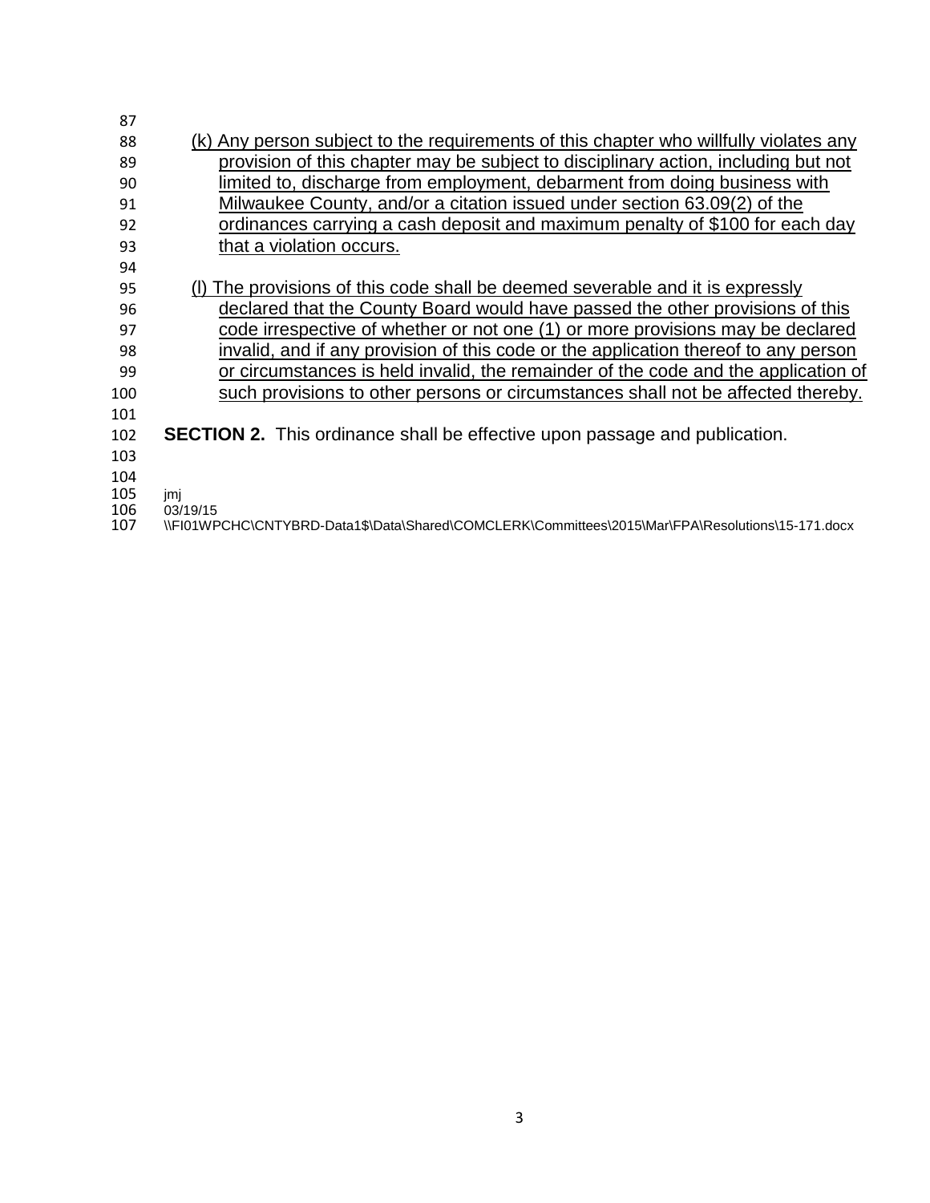(k) Any person subject to the requirements of this chapter who willfully violates any provision of this chapter may be subject to disciplinary action, including but not limited to, discharge from employment, debarment from doing business with Milwaukee County, and/or a citation issued under section 63.09(2) of the ordinances carrying a cash deposit and maximum penalty of $100 for each day that a violation occurs.

(l) The provisions of this code shall be deemed severable and it is expressly declared that the County Board would have passed the other provisions of this code irrespective of whether or not one (1) or more provisions may be declared invalid, and if any provision of this code or the application thereof to any person or circumstances is held invalid, the remainder of the code and the application of such provisions to other persons or circumstances shall not be affected thereby.

**SECTION 2.** This ordinance shall be effective upon passage and publication.

jmj
03/19/15
\\FI01WPCHC\CNTYBRD-Data1$\Data\Shared\COMCLERK\Committees\2015\Mar\FPA\Resolutions\15-171.docx